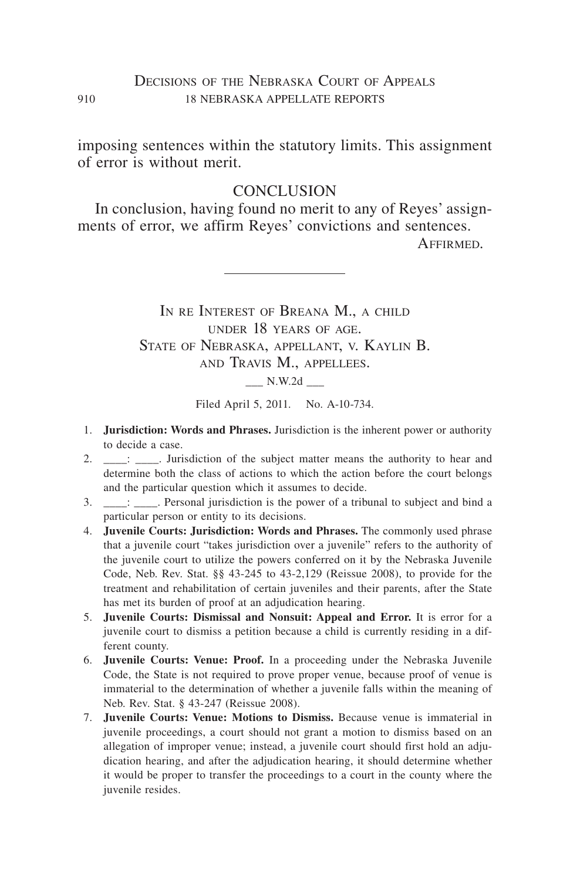imposing sentences within the statutory limits. This assignment of error is without merit.

## CONCLUSION

In conclusion, having found no merit to any of Reyes' assignments of error, we affirm Reyes' convictions and sentences.

Affirmed.

---

# In re Interest of Breana M., a child under 18 years of age. State of Nebraska, appellant, v. Kaylin B. and Travis M., appellees.

___ N.W.2d ___

Filed April 5, 2011. No. A-10-734.

1. **Jurisdiction: Words and Phrases.** Jurisdiction is the inherent power or authority to decide a case.
2. ____: ____. Jurisdiction of the subject matter means the authority to hear and determine both the class of actions to which the action before the court belongs and the particular question which it assumes to decide.
3. ____: ____. Personal jurisdiction is the power of a tribunal to subject and bind a particular person or entity to its decisions.
4. **Juvenile Courts: Jurisdiction: Words and Phrases.** The commonly used phrase that a juvenile court "takes jurisdiction over a juvenile" refers to the authority of the juvenile court to utilize the powers conferred on it by the Nebraska Juvenile Code, Neb. Rev. Stat. §§ 43-245 to 43-2,129 (Reissue 2008), to provide for the treatment and rehabilitation of certain juveniles and their parents, after the State has met its burden of proof at an adjudication hearing.
5. **Juvenile Courts: Dismissal and Nonsuit: Appeal and Error.** It is error for a juvenile court to dismiss a petition because a child is currently residing in a different county.
6. **Juvenile Courts: Venue: Proof.** In a proceeding under the Nebraska Juvenile Code, the State is not required to prove proper venue, because proof of venue is immaterial to the determination of whether a juvenile falls within the meaning of Neb. Rev. Stat. § 43-247 (Reissue 2008).
7. **Juvenile Courts: Venue: Motions to Dismiss.** Because venue is immaterial in juvenile proceedings, a court should not grant a motion to dismiss based on an allegation of improper venue; instead, a juvenile court should first hold an adjudication hearing, and after the adjudication hearing, it should determine whether it would be proper to transfer the proceedings to a court in the county where the juvenile resides.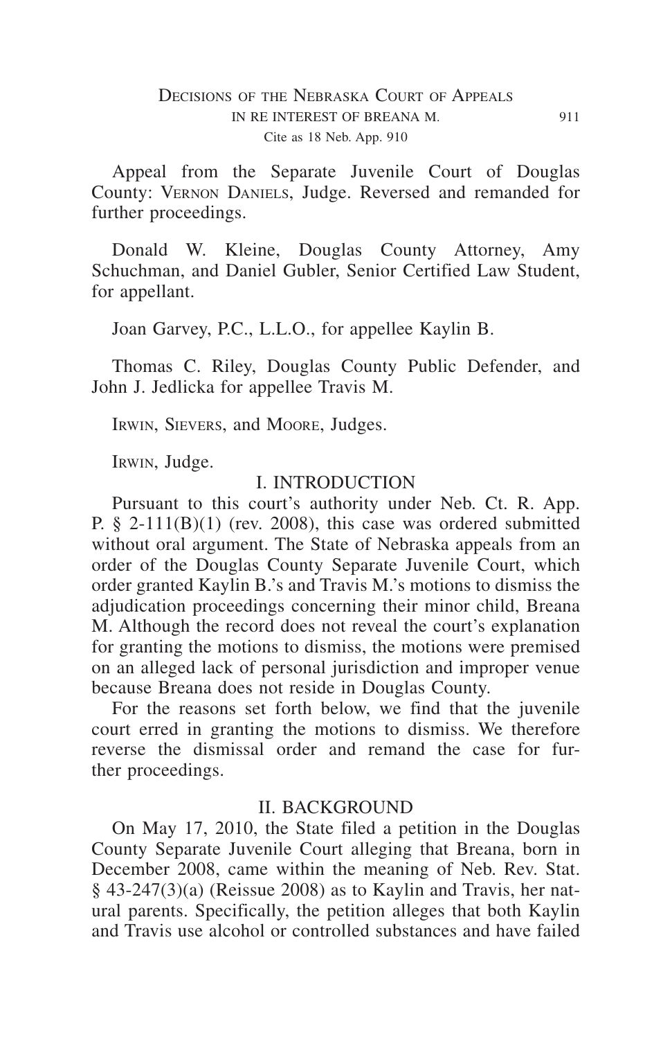Appeal from the Separate Juvenile Court of Douglas County: VERNON DANIELS, Judge. Reversed and remanded for further proceedings.

Donald W. Kleine, Douglas County Attorney, Amy Schuchman, and Daniel Gubler, Senior Certified Law Student, for appellant.

Joan Garvey, P.C., L.L.O., for appellee Kaylin B.

Thomas C. Riley, Douglas County Public Defender, and John J. Jedlicka for appellee Travis M.

IRWIN, SIEVERS, and MOORE, Judges.

IRWIN, Judge.

## I. INTRODUCTION

Pursuant to this court's authority under Neb. Ct. R. App. P. § 2-111(B)(1) (rev. 2008), this case was ordered submitted without oral argument. The State of Nebraska appeals from an order of the Douglas County Separate Juvenile Court, which order granted Kaylin B.'s and Travis M.'s motions to dismiss the adjudication proceedings concerning their minor child, Breana M. Although the record does not reveal the court's explanation for granting the motions to dismiss, the motions were premised on an alleged lack of personal jurisdiction and improper venue because Breana does not reside in Douglas County.

For the reasons set forth below, we find that the juvenile court erred in granting the motions to dismiss. We therefore reverse the dismissal order and remand the case for further proceedings.

## II. BACKGROUND

On May 17, 2010, the State filed a petition in the Douglas County Separate Juvenile Court alleging that Breana, born in December 2008, came within the meaning of Neb. Rev. Stat. § 43-247(3)(a) (Reissue 2008) as to Kaylin and Travis, her natural parents. Specifically, the petition alleges that both Kaylin and Travis use alcohol or controlled substances and have failed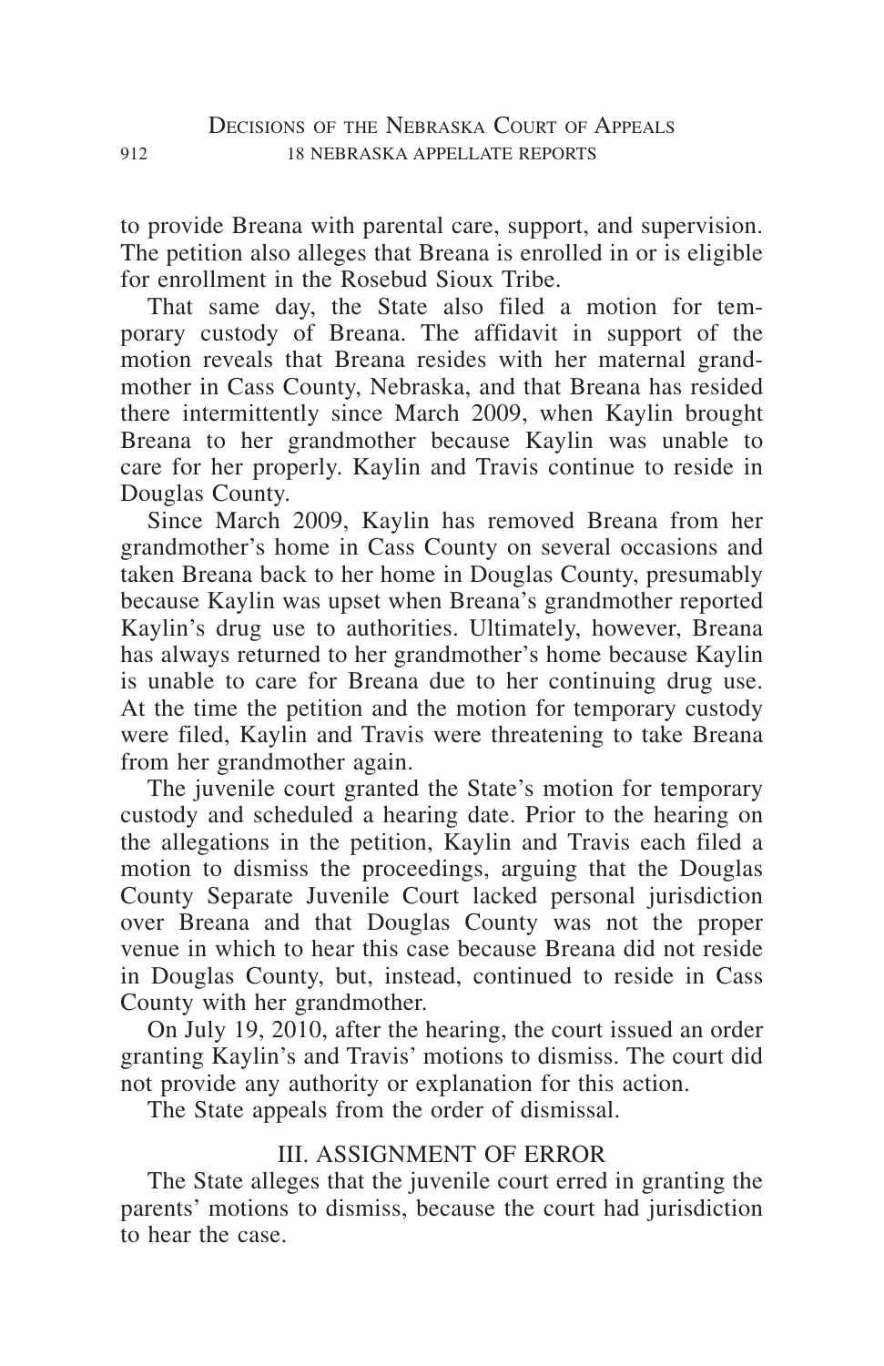to provide Breana with parental care, support, and supervision. The petition also alleges that Breana is enrolled in or is eligible for enrollment in the Rosebud Sioux Tribe.

That same day, the State also filed a motion for temporary custody of Breana. The affidavit in support of the motion reveals that Breana resides with her maternal grandmother in Cass County, Nebraska, and that Breana has resided there intermittently since March 2009, when Kaylin brought Breana to her grandmother because Kaylin was unable to care for her properly. Kaylin and Travis continue to reside in Douglas County.

Since March 2009, Kaylin has removed Breana from her grandmother's home in Cass County on several occasions and taken Breana back to her home in Douglas County, presumably because Kaylin was upset when Breana's grandmother reported Kaylin's drug use to authorities. Ultimately, however, Breana has always returned to her grandmother's home because Kaylin is unable to care for Breana due to her continuing drug use. At the time the petition and the motion for temporary custody were filed, Kaylin and Travis were threatening to take Breana from her grandmother again.

The juvenile court granted the State's motion for temporary custody and scheduled a hearing date. Prior to the hearing on the allegations in the petition, Kaylin and Travis each filed a motion to dismiss the proceedings, arguing that the Douglas County Separate Juvenile Court lacked personal jurisdiction over Breana and that Douglas County was not the proper venue in which to hear this case because Breana did not reside in Douglas County, but, instead, continued to reside in Cass County with her grandmother.

On July 19, 2010, after the hearing, the court issued an order granting Kaylin's and Travis' motions to dismiss. The court did not provide any authority or explanation for this action.

The State appeals from the order of dismissal.

## III. ASSIGNMENT OF ERROR

The State alleges that the juvenile court erred in granting the parents' motions to dismiss, because the court had jurisdiction to hear the case.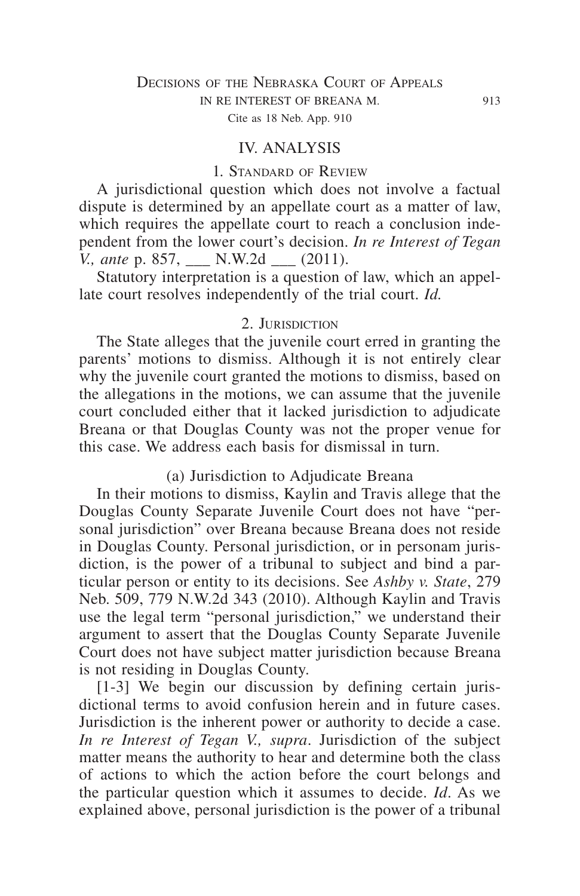## IV. ANALYSIS

### 1. Standard of Review

A jurisdictional question which does not involve a factual dispute is determined by an appellate court as a matter of law, which requires the appellate court to reach a conclusion independent from the lower court's decision. *In re Interest of Tegan V., ante* p. 857, ___ N.W.2d ___ (2011).

Statutory interpretation is a question of law, which an appellate court resolves independently of the trial court. *Id.*

### 2. Jurisdiction

The State alleges that the juvenile court erred in granting the parents' motions to dismiss. Although it is not entirely clear why the juvenile court granted the motions to dismiss, based on the allegations in the motions, we can assume that the juvenile court concluded either that it lacked jurisdiction to adjudicate Breana or that Douglas County was not the proper venue for this case. We address each basis for dismissal in turn.

#### (a) Jurisdiction to Adjudicate Breana

In their motions to dismiss, Kaylin and Travis allege that the Douglas County Separate Juvenile Court does not have "personal jurisdiction" over Breana because Breana does not reside in Douglas County. Personal jurisdiction, or in personam jurisdiction, is the power of a tribunal to subject and bind a particular person or entity to its decisions. See *Ashby v. State*, 279 Neb. 509, 779 N.W.2d 343 (2010). Although Kaylin and Travis use the legal term "personal jurisdiction," we understand their argument to assert that the Douglas County Separate Juvenile Court does not have subject matter jurisdiction because Breana is not residing in Douglas County.

[1-3] We begin our discussion by defining certain jurisdictional terms to avoid confusion herein and in future cases. Jurisdiction is the inherent power or authority to decide a case. *In re Interest of Tegan V., supra*. Jurisdiction of the subject matter means the authority to hear and determine both the class of actions to which the action before the court belongs and the particular question which it assumes to decide. *Id*. As we explained above, personal jurisdiction is the power of a tribunal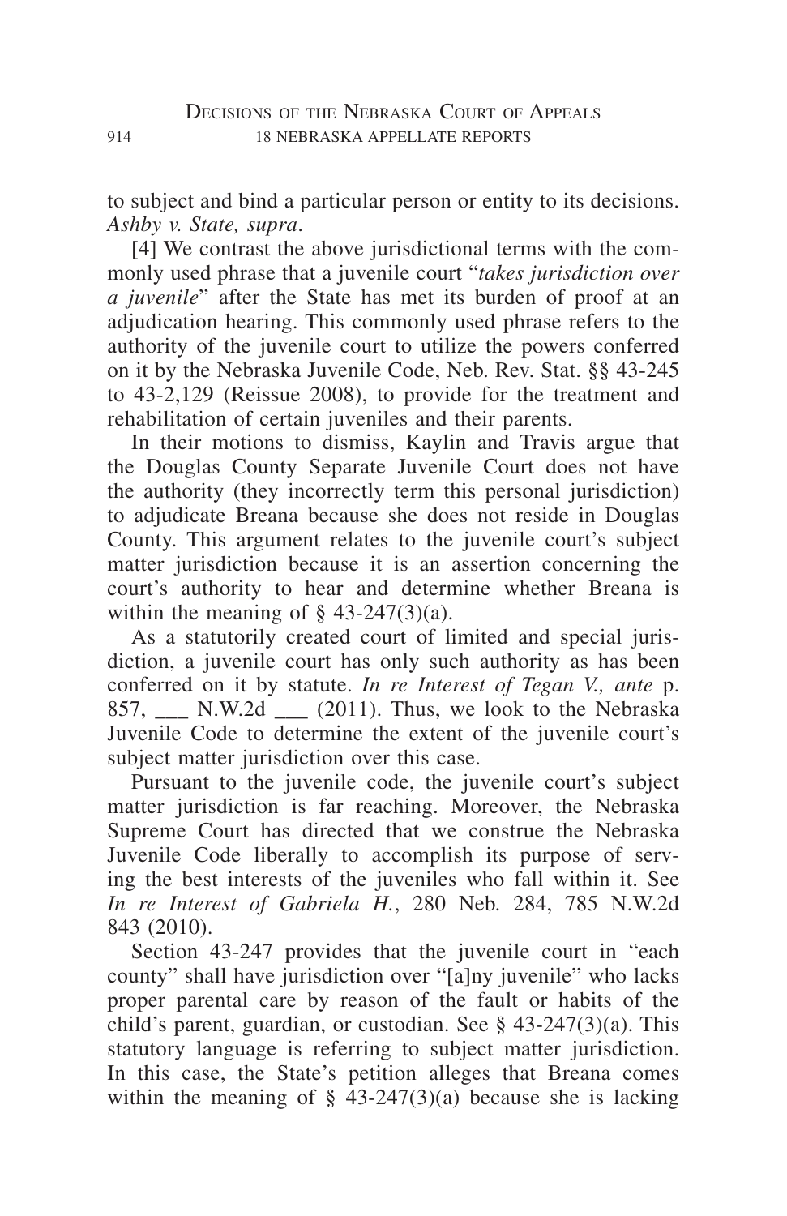to subject and bind a particular person or entity to its decisions. *Ashby v. State, supra*.

[4] We contrast the above jurisdictional terms with the commonly used phrase that a juvenile court "*takes jurisdiction over a juvenile*" after the State has met its burden of proof at an adjudication hearing. This commonly used phrase refers to the authority of the juvenile court to utilize the powers conferred on it by the Nebraska Juvenile Code, Neb. Rev. Stat. §§ 43-245 to 43-2,129 (Reissue 2008), to provide for the treatment and rehabilitation of certain juveniles and their parents.

In their motions to dismiss, Kaylin and Travis argue that the Douglas County Separate Juvenile Court does not have the authority (they incorrectly term this personal jurisdiction) to adjudicate Breana because she does not reside in Douglas County. This argument relates to the juvenile court's subject matter jurisdiction because it is an assertion concerning the court's authority to hear and determine whether Breana is within the meaning of § 43-247(3)(a).

As a statutorily created court of limited and special jurisdiction, a juvenile court has only such authority as has been conferred on it by statute. *In re Interest of Tegan V., ante* p. 857, ___ N.W.2d ___ (2011). Thus, we look to the Nebraska Juvenile Code to determine the extent of the juvenile court's subject matter jurisdiction over this case.

Pursuant to the juvenile code, the juvenile court's subject matter jurisdiction is far reaching. Moreover, the Nebraska Supreme Court has directed that we construe the Nebraska Juvenile Code liberally to accomplish its purpose of serving the best interests of the juveniles who fall within it. See *In re Interest of Gabriela H.*, 280 Neb. 284, 785 N.W.2d 843 (2010).

Section 43-247 provides that the juvenile court in "each county" shall have jurisdiction over "[a]ny juvenile" who lacks proper parental care by reason of the fault or habits of the child's parent, guardian, or custodian. See § 43-247(3)(a). This statutory language is referring to subject matter jurisdiction. In this case, the State's petition alleges that Breana comes within the meaning of § 43-247(3)(a) because she is lacking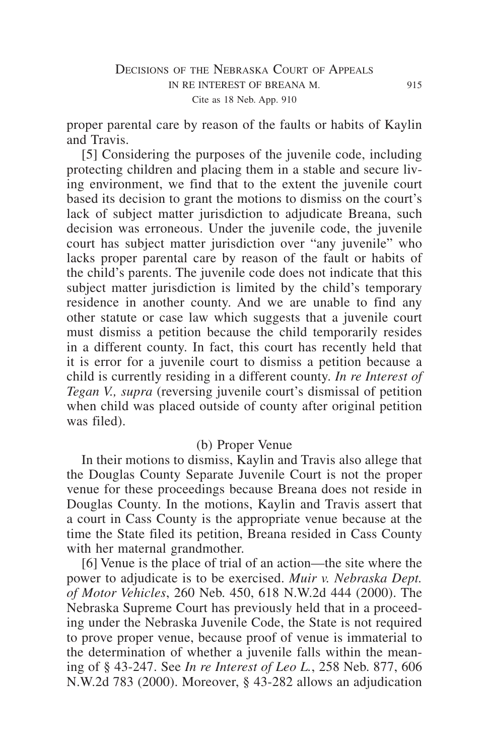proper parental care by reason of the faults or habits of Kaylin and Travis.

[5] Considering the purposes of the juvenile code, including protecting children and placing them in a stable and secure living environment, we find that to the extent the juvenile court based its decision to grant the motions to dismiss on the court's lack of subject matter jurisdiction to adjudicate Breana, such decision was erroneous. Under the juvenile code, the juvenile court has subject matter jurisdiction over "any juvenile" who lacks proper parental care by reason of the fault or habits of the child's parents. The juvenile code does not indicate that this subject matter jurisdiction is limited by the child's temporary residence in another county. And we are unable to find any other statute or case law which suggests that a juvenile court must dismiss a petition because the child temporarily resides in a different county. In fact, this court has recently held that it is error for a juvenile court to dismiss a petition because a child is currently residing in a different county. *In re Interest of Tegan V., supra* (reversing juvenile court's dismissal of petition when child was placed outside of county after original petition was filed).

### (b) Proper Venue

In their motions to dismiss, Kaylin and Travis also allege that the Douglas County Separate Juvenile Court is not the proper venue for these proceedings because Breana does not reside in Douglas County. In the motions, Kaylin and Travis assert that a court in Cass County is the appropriate venue because at the time the State filed its petition, Breana resided in Cass County with her maternal grandmother.

[6] Venue is the place of trial of an action—the site where the power to adjudicate is to be exercised. *Muir v. Nebraska Dept. of Motor Vehicles*, 260 Neb. 450, 618 N.W.2d 444 (2000). The Nebraska Supreme Court has previously held that in a proceeding under the Nebraska Juvenile Code, the State is not required to prove proper venue, because proof of venue is immaterial to the determination of whether a juvenile falls within the meaning of § 43-247. See *In re Interest of Leo L.*, 258 Neb. 877, 606 N.W.2d 783 (2000). Moreover, § 43-282 allows an adjudication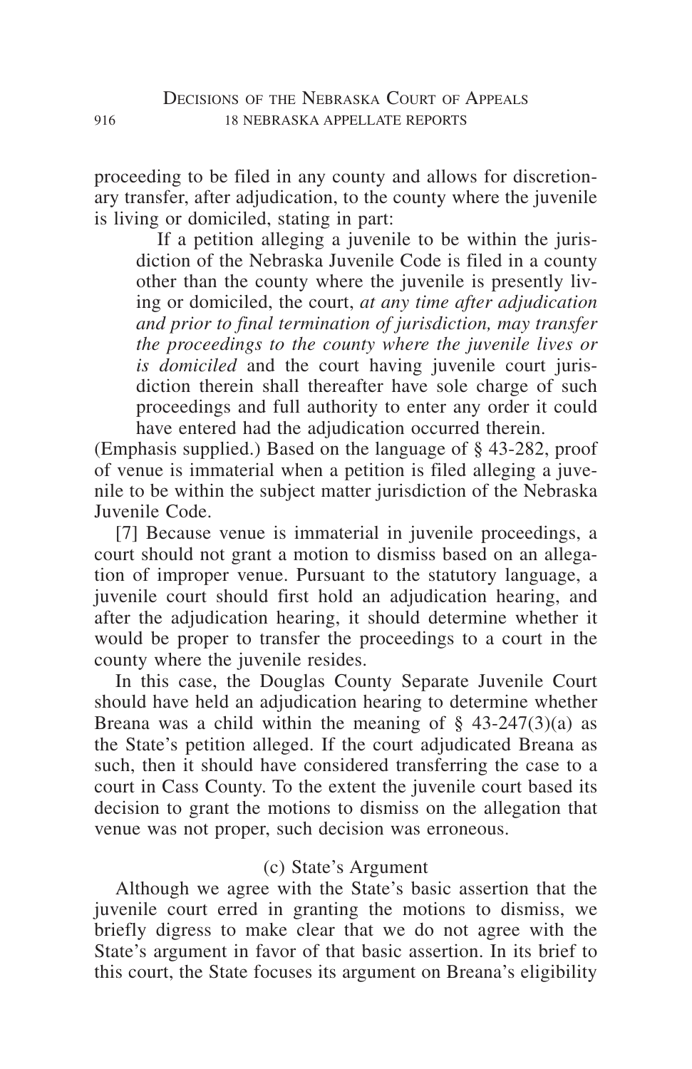proceeding to be filed in any county and allows for discretionary transfer, after adjudication, to the county where the juvenile is living or domiciled, stating in part:

> If a petition alleging a juvenile to be within the jurisdiction of the Nebraska Juvenile Code is filed in a county other than the county where the juvenile is presently living or domiciled, the court, *at any time after adjudication and prior to final termination of jurisdiction, may transfer the proceedings to the county where the juvenile lives or is domiciled* and the court having juvenile court jurisdiction therein shall thereafter have sole charge of such proceedings and full authority to enter any order it could have entered had the adjudication occurred therein.

(Emphasis supplied.) Based on the language of § 43-282, proof of venue is immaterial when a petition is filed alleging a juvenile to be within the subject matter jurisdiction of the Nebraska Juvenile Code.

[7] Because venue is immaterial in juvenile proceedings, a court should not grant a motion to dismiss based on an allegation of improper venue. Pursuant to the statutory language, a juvenile court should first hold an adjudication hearing, and after the adjudication hearing, it should determine whether it would be proper to transfer the proceedings to a court in the county where the juvenile resides.

In this case, the Douglas County Separate Juvenile Court should have held an adjudication hearing to determine whether Breana was a child within the meaning of § 43-247(3)(a) as the State's petition alleged. If the court adjudicated Breana as such, then it should have considered transferring the case to a court in Cass County. To the extent the juvenile court based its decision to grant the motions to dismiss on the allegation that venue was not proper, such decision was erroneous.

### (c) State's Argument

Although we agree with the State's basic assertion that the juvenile court erred in granting the motions to dismiss, we briefly digress to make clear that we do not agree with the State's argument in favor of that basic assertion. In its brief to this court, the State focuses its argument on Breana's eligibility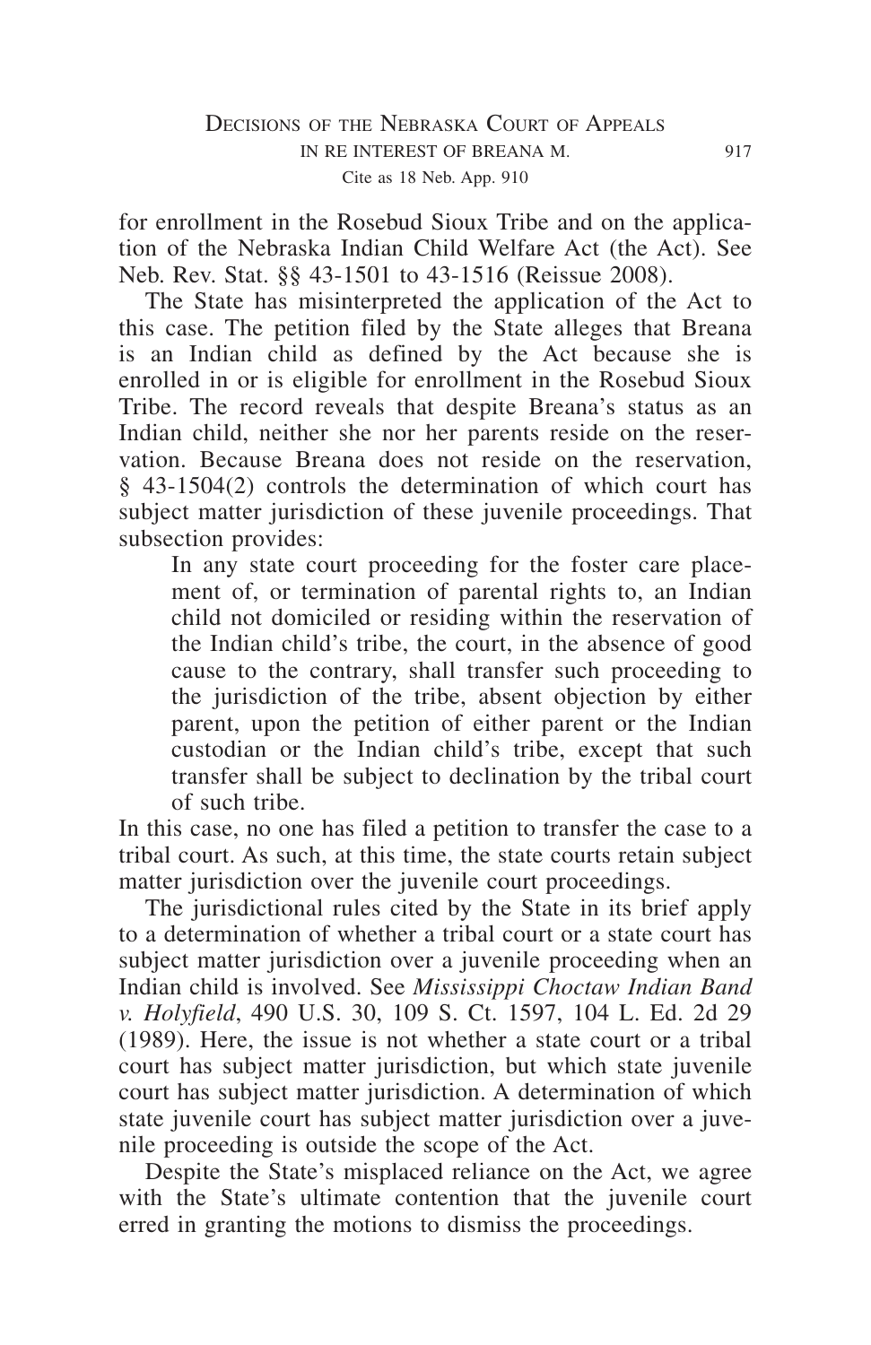for enrollment in the Rosebud Sioux Tribe and on the application of the Nebraska Indian Child Welfare Act (the Act). See Neb. Rev. Stat. §§ 43-1501 to 43-1516 (Reissue 2008).

The State has misinterpreted the application of the Act to this case. The petition filed by the State alleges that Breana is an Indian child as defined by the Act because she is enrolled in or is eligible for enrollment in the Rosebud Sioux Tribe. The record reveals that despite Breana's status as an Indian child, neither she nor her parents reside on the reservation. Because Breana does not reside on the reservation, § 43-1504(2) controls the determination of which court has subject matter jurisdiction of these juvenile proceedings. That subsection provides:

> In any state court proceeding for the foster care placement of, or termination of parental rights to, an Indian child not domiciled or residing within the reservation of the Indian child's tribe, the court, in the absence of good cause to the contrary, shall transfer such proceeding to the jurisdiction of the tribe, absent objection by either parent, upon the petition of either parent or the Indian custodian or the Indian child's tribe, except that such transfer shall be subject to declination by the tribal court of such tribe.

In this case, no one has filed a petition to transfer the case to a tribal court. As such, at this time, the state courts retain subject matter jurisdiction over the juvenile court proceedings.

The jurisdictional rules cited by the State in its brief apply to a determination of whether a tribal court or a state court has subject matter jurisdiction over a juvenile proceeding when an Indian child is involved. See *Mississippi Choctaw Indian Band v. Holyfield*, 490 U.S. 30, 109 S. Ct. 1597, 104 L. Ed. 2d 29 (1989). Here, the issue is not whether a state court or a tribal court has subject matter jurisdiction, but which state juvenile court has subject matter jurisdiction. A determination of which state juvenile court has subject matter jurisdiction over a juvenile proceeding is outside the scope of the Act.

Despite the State's misplaced reliance on the Act, we agree with the State's ultimate contention that the juvenile court erred in granting the motions to dismiss the proceedings.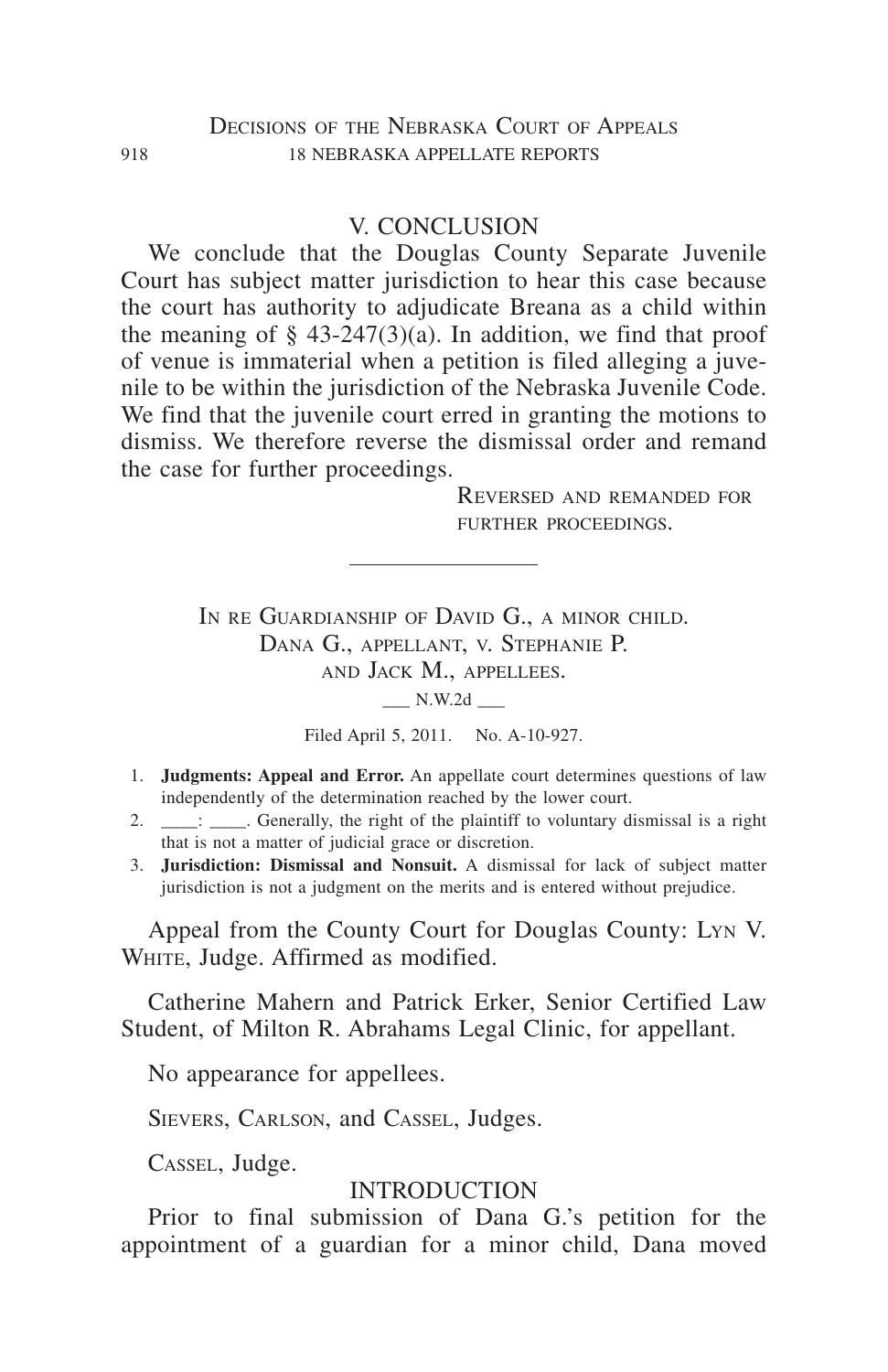## V. CONCLUSION

We conclude that the Douglas County Separate Juvenile Court has subject matter jurisdiction to hear this case because the court has authority to adjudicate Breana as a child within the meaning of § 43-247(3)(a). In addition, we find that proof of venue is immaterial when a petition is filed alleging a juvenile to be within the jurisdiction of the Nebraska Juvenile Code. We find that the juvenile court erred in granting the motions to dismiss. We therefore reverse the dismissal order and remand the case for further proceedings.

Reversed and remanded for further proceedings.

---

In re Guardianship of David G., a minor child.
Dana G., appellant, v. Stephanie P.
and Jack M., appellees.

___ N.W.2d ___

Filed April 5, 2011. No. A-10-927.

1. **Judgments: Appeal and Error.** An appellate court determines questions of law independently of the determination reached by the lower court.
2. ____: ____. Generally, the right of the plaintiff to voluntary dismissal is a right that is not a matter of judicial grace or discretion.
3. **Jurisdiction: Dismissal and Nonsuit.** A dismissal for lack of subject matter jurisdiction is not a judgment on the merits and is entered without prejudice.

Appeal from the County Court for Douglas County: Lyn V. White, Judge. Affirmed as modified.

Catherine Mahern and Patrick Erker, Senior Certified Law Student, of Milton R. Abrahams Legal Clinic, for appellant.

No appearance for appellees.

Sievers, Carlson, and Cassel, Judges.

Cassel, Judge.

## INTRODUCTION

Prior to final submission of Dana G.'s petition for the appointment of a guardian for a minor child, Dana moved